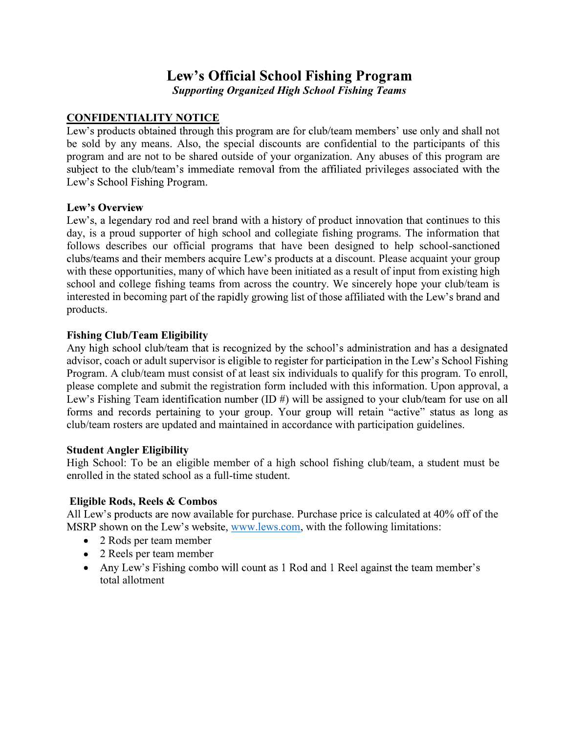# Lew's Official School Fishing Program

***Supporting Organized High School Fishing Teams***

**CONFIDENTIALITY NOTICE**

Lew's products obtained through this program are for club/team members' use only and shall not be sold by any means. Also, the special discounts are confidential to the participants of this program and are not to be shared outside of your organization. Any abuses of this program are subject to the club/team's immediate removal from the affiliated privileges associated with the Lew's School Fishing Program.

**Lew's Overview**

Lew's, a legendary rod and reel brand with a history of product innovation that continues to this day, is a proud supporter of high school and collegiate fishing programs. The information that follows describes our official programs that have been designed to help school-sanctioned clubs/teams and their members acquire Lew's products at a discount. Please acquaint your group with these opportunities, many of which have been initiated as a result of input from existing high school and college fishing teams from across the country. We sincerely hope your club/team is interested in becoming part of the rapidly growing list of those affiliated with the Lew's brand and products.

**Fishing Club/Team Eligibility**

Any high school club/team that is recognized by the school's administration and has a designated advisor, coach or adult supervisor is eligible to register for participation in the Lew's School Fishing Program. A club/team must consist of at least six individuals to qualify for this program. To enroll, please complete and submit the registration form included with this information. Upon approval, a Lew's Fishing Team identification number (ID #) will be assigned to your club/team for use on all forms and records pertaining to your group. Your group will retain "active" status as long as club/team rosters are updated and maintained in accordance with participation guidelines.

**Student Angler Eligibility**

High School: To be an eligible member of a high school fishing club/team, a student must be enrolled in the stated school as a full-time student.

**Eligible Rods, Reels & Combos**

All Lew's products are now available for purchase. Purchase price is calculated at 40% off of the MSRP shown on the Lew's website, www.lews.com, with the following limitations:

- 2 Rods per team member
- 2 Reels per team member
- Any Lew's Fishing combo will count as 1 Rod and 1 Reel against the team member's total allotment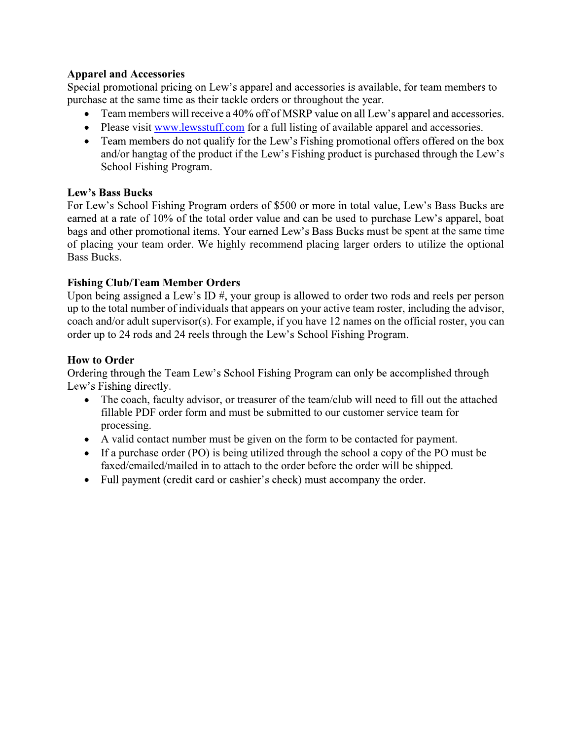**Apparel and Accessories**

Special promotional pricing on Lew's apparel and accessories is available, for team members to purchase at the same time as their tackle orders or throughout the year.

- Team members will receive a 40% off of MSRP value on all Lew's apparel and accessories.
- Please visit www.lewsstuff.com for a full listing of available apparel and accessories.
- Team members do not qualify for the Lew's Fishing promotional offers offered on the box and/or hangtag of the product if the Lew's Fishing product is purchased through the Lew's School Fishing Program.

**Lew's Bass Bucks**

For Lew's School Fishing Program orders of $500 or more in total value, Lew's Bass Bucks are earned at a rate of 10% of the total order value and can be used to purchase Lew's apparel, boat bags and other promotional items. Your earned Lew's Bass Bucks must be spent at the same time of placing your team order. We highly recommend placing larger orders to utilize the optional Bass Bucks.

**Fishing Club/Team Member Orders**

Upon being assigned a Lew's ID #, your group is allowed to order two rods and reels per person up to the total number of individuals that appears on your active team roster, including the advisor, coach and/or adult supervisor(s). For example, if you have 12 names on the official roster, you can order up to 24 rods and 24 reels through the Lew's School Fishing Program.

**How to Order**

Ordering through the Team Lew's School Fishing Program can only be accomplished through Lew's Fishing directly.

- The coach, faculty advisor, or treasurer of the team/club will need to fill out the attached fillable PDF order form and must be submitted to our customer service team for processing.
- A valid contact number must be given on the form to be contacted for payment.
- If a purchase order (PO) is being utilized through the school a copy of the PO must be faxed/emailed/mailed in to attach to the order before the order will be shipped.
- Full payment (credit card or cashier's check) must accompany the order.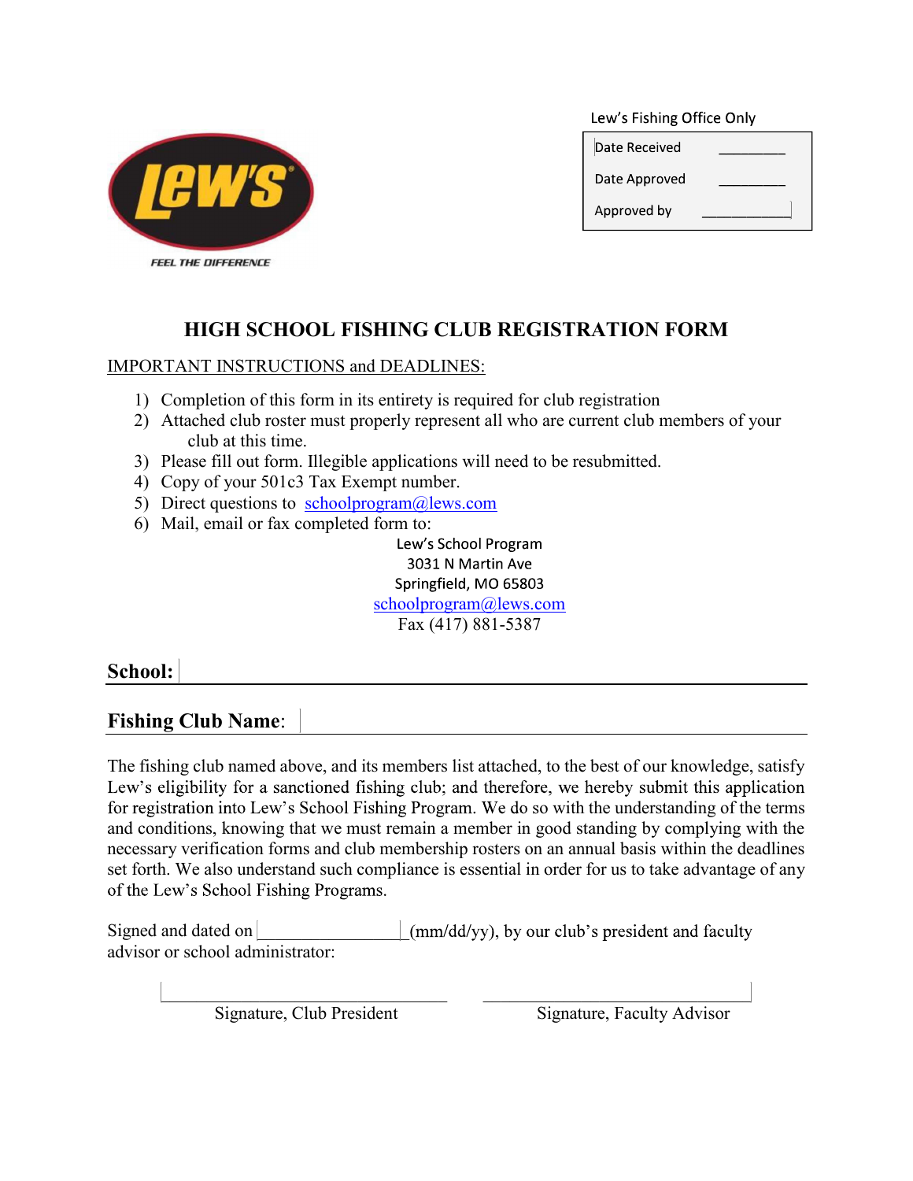Lew's Fishing Office Only

| | |
|---|---|
| Date Received | _________ |
| Date Approved | _________ |
| Approved by | ___________ |

FEEL THE DIFFERENCE

# HIGH SCHOOL FISHING CLUB REGISTRATION FORM

IMPORTANT INSTRUCTIONS and DEADLINES:

1) Completion of this form in its entirety is required for club registration
2) Attached club roster must properly represent all who are current club members of your club at this time.
3) Please fill out form. Illegible applications will need to be resubmitted.
4) Copy of your 501c3 Tax Exempt number.
5) Direct questions to schoolprogram@lews.com
6) Mail, email or fax completed form to:

Lew's School Program
3031 N Martin Ave
Springfield, MO 65803
schoolprogram@lews.com
Fax (417) 881-5387

**School:** ______________________________

**Fishing Club Name**: ______________________________

The fishing club named above, and its members list attached, to the best of our knowledge, satisfy Lew's eligibility for a sanctioned fishing club; and therefore, we hereby submit this application for registration into Lew's School Fishing Program. We do so with the understanding of the terms and conditions, knowing that we must remain a member in good standing by complying with the necessary verification forms and club membership rosters on an annual basis within the deadlines set forth. We also understand such compliance is essential in order for us to take advantage of any of the Lew's School Fishing Programs.

Signed and dated on ______________ (mm/dd/yy), by our club's president and faculty advisor or school administrator:

______________________________ Signature, Club President

______________________________ Signature, Faculty Advisor